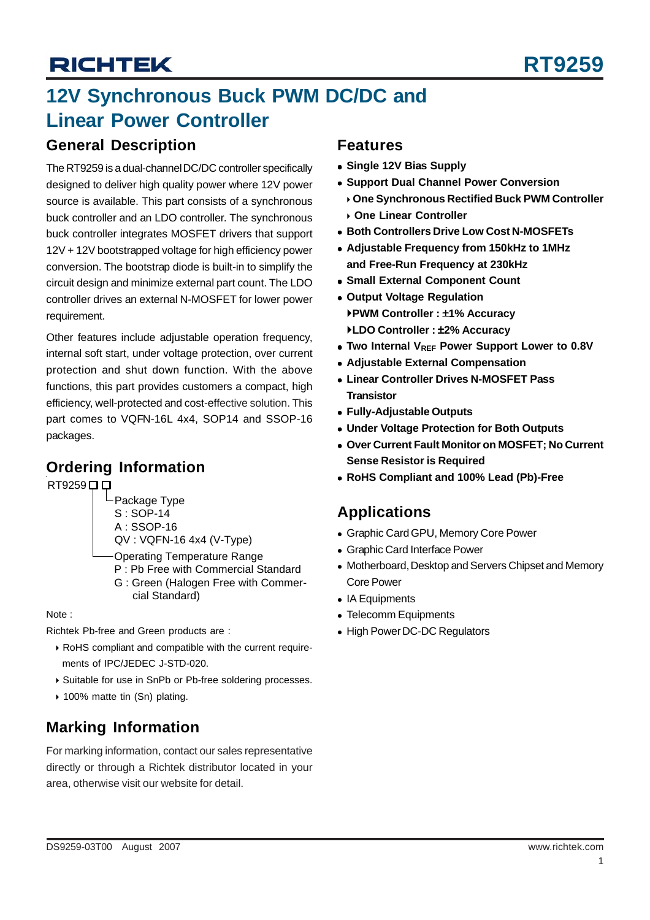# RICHTEK RT9259

# 12V Synchronous Buck PWM DC/DC and Linear Power Controller

## General Description

The RT9259 is a dual-channel DC/DC controller specifically designed to deliver high quality power where 12V power source is available. This part consists of a synchronous buck controller and an LDO controller. The synchronous buck controller integrates MOSFET drivers that support 12V + 12V bootstrapped voltage for high efficiency power conversion. The bootstrap diode is built-in to simplify the circuit design and minimize external part count. The LDO controller drives an external N-MOSFET for lower power requirement.

Other features include adjustable operation frequency, internal soft start, under voltage protection, over current protection and shut down function. With the above functions, this part provides customers a compact, high efficiency, well-protected and cost-effective solution. This part comes to VQFN-16L 4x4, SOP14 and SSOP-16 packages.

## Ordering Information

```
RT9259□□
        └Package Type
         S : SOP-14
         A : SSOP-16
         QV : VQFN-16 4x4 (V-Type)
        ─Operating Temperature Range
         P : Pb Free with Commercial Standard
         G : Green (Halogen Free with Commer-
             cial Standard)
```

Note :

Richtek Pb-free and Green products are :

- RoHS compliant and compatible with the current requirements of IPC/JEDEC J-STD-020.
- Suitable for use in SnPb or Pb-free soldering processes.
- 100% matte tin (Sn) plating.

## Marking Information

For marking information, contact our sales representative directly or through a Richtek distributor located in your area, otherwise visit our website for detail.

## Features

- **Single 12V Bias Supply**
- **Support Dual Channel Power Conversion**
  - **One Synchronous Rectified Buck PWM Controller**
  - **One Linear Controller**
- **Both Controllers Drive Low Cost N-MOSFETs**
- **Adjustable Frequency from 150kHz to 1MHz and Free-Run Frequency at 230kHz**
- **Small External Component Count**
- **Output Voltage Regulation**
  - **PWM Controller : ±1% Accuracy**
  - **LDO Controller : ±2% Accuracy**
- **Two Internal $V_{REF}$ Power Support Lower to 0.8V**
- **Adjustable External Compensation**
- **Linear Controller Drives N-MOSFET Pass Transistor**
- **Fully-Adjustable Outputs**
- **Under Voltage Protection for Both Outputs**
- **Over Current Fault Monitor on MOSFET; No Current Sense Resistor is Required**
- **RoHS Compliant and 100% Lead (Pb)-Free**

## Applications

- Graphic Card GPU, Memory Core Power
- Graphic Card Interface Power
- Motherboard, Desktop and Servers Chipset and Memory Core Power
- IA Equipments
- Telecomm Equipments
- High Power DC-DC Regulators

DS9259-03T00 August 2007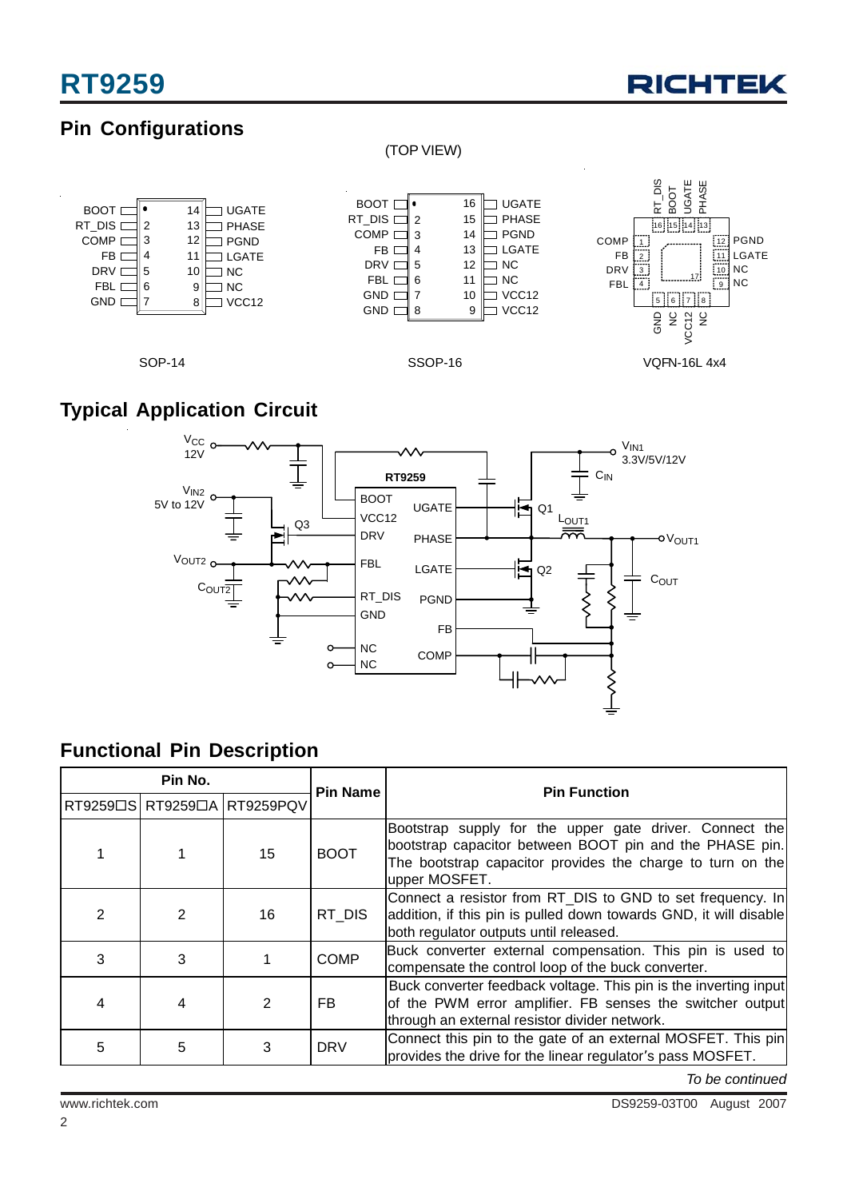## Pin Configurations

(TOP VIEW)

| Pin | Name | Pin | Name |
|---|---|---|---|
| 1 | BOOT | 14 | UGATE |
| 2 | RT_DIS | 13 | PHASE |
| 3 | COMP | 12 | PGND |
| 4 | FB | 11 | LGATE |
| 5 | DRV | 10 | NC |
| 6 | FBL | 9 | NC |
| 7 | GND | 8 | VCC12 |

SOP-14

| Pin | Name | Pin | Name |
|---|---|---|---|
| 1 | BOOT | 16 | UGATE |
| 2 | RT_DIS | 15 | PHASE |
| 3 | COMP | 14 | PGND |
| 4 | FB | 13 | LGATE |
| 5 | DRV | 12 | NC |
| 6 | FBL | 11 | NC |
| 7 | GND | 10 | VCC12 |
| 8 | GND | 9 | VCC12 |

SSOP-16

| Pin | Name | Pin | Name |
|---|---|---|---|
| 1 | COMP | 9 | NC |
| 2 | FB | 10 | NC |
| 3 | DRV | 11 | LGATE |
| 4 | FBL | 12 | PGND |
| 5 | GND | 13 | PHASE |
| 6 | NC | 14 | UGATE |
| 7 | VCC12 | 15 | BOOT |
| 8 | NC | 16 | RT_DIS |
| 17 | (Exposed Pad) | | |

VQFN-16L 4x4

## Typical Application Circuit

Circuit labels: $V_{CC}$ 12V, $V_{IN2}$ 5V to 12V, Q3, $V_{OUT2}$, $C_{OUT2}$, RT9259 (BOOT, VCC12, DRV, FBL, RT_DIS, GND, NC, NC, UGATE, PHASE, LGATE, PGND, FB, COMP), $V_{IN1}$ 3.3V/5V/12V, $C_{IN}$, Q1, $L_{OUT1}$, $V_{OUT1}$, Q2, $C_{OUT}$

## Functional Pin Description

| Pin No. | | | Pin Name | Pin Function |
|---|---|---|---|---|
| RT9259□S | RT9259□A | RT9259PQV | | |
| 1 | 1 | 15 | BOOT | Bootstrap supply for the upper gate driver. Connect the bootstrap capacitor between BOOT pin and the PHASE pin. The bootstrap capacitor provides the charge to turn on the upper MOSFET. |
| 2 | 2 | 16 | RT_DIS | Connect a resistor from RT_DIS to GND to set frequency. In addition, if this pin is pulled down towards GND, it will disable both regulator outputs until released. |
| 3 | 3 | 1 | COMP | Buck converter external compensation. This pin is used to compensate the control loop of the buck converter. |
| 4 | 4 | 2 | FB | Buck converter feedback voltage. This pin is the inverting input of the PWM error amplifier. FB senses the switcher output through an external resistor divider network. |
| 5 | 5 | 3 | DRV | Connect this pin to the gate of an external MOSFET. This pin provides the drive for the linear regulator's pass MOSFET. |

*To be continued*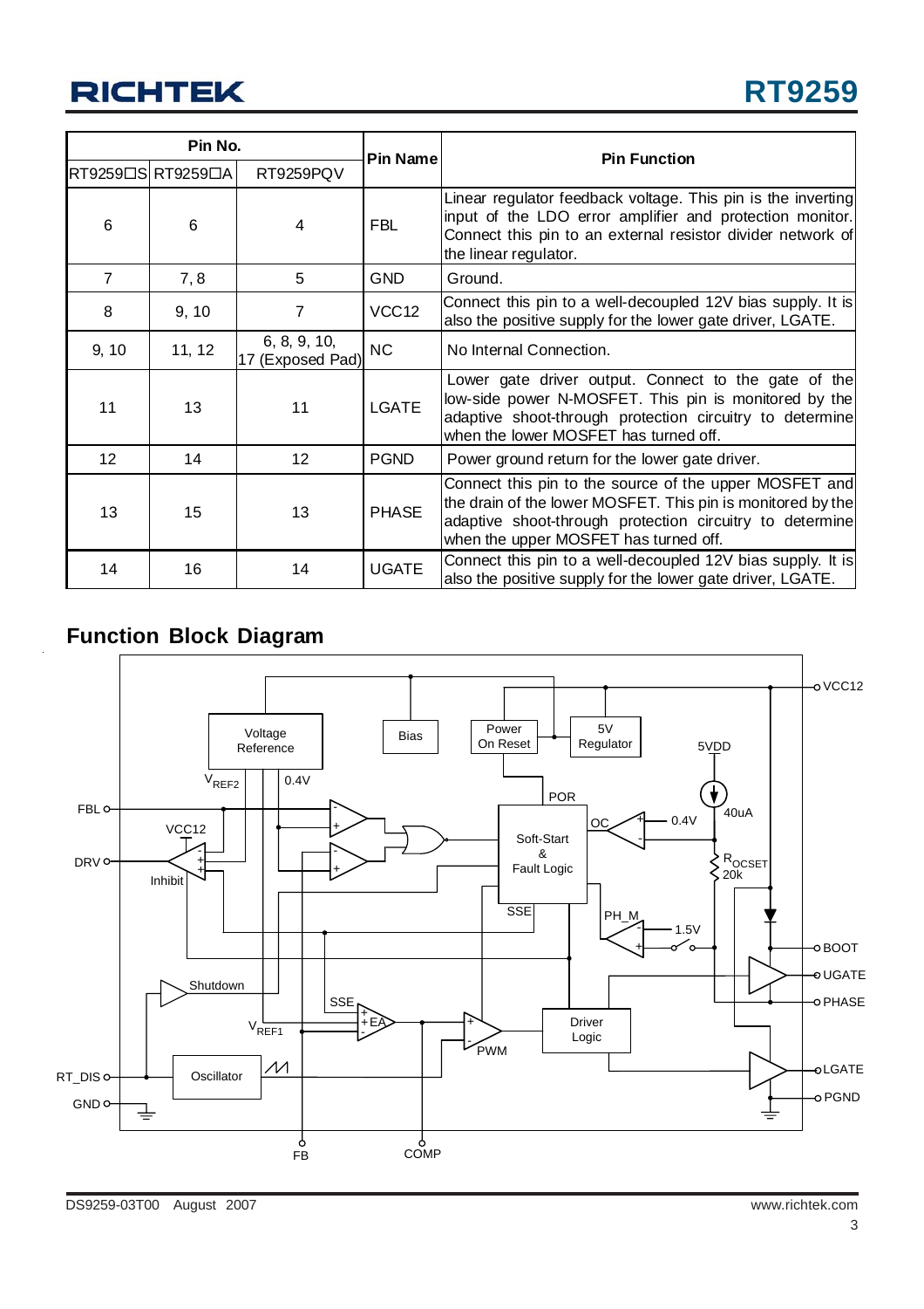| Pin No. | | | Pin Name | Pin Function |
|---|---|---|---|---|
| RT9259□S | RT9259□A | RT9259PQV | | |
| 6 | 6 | 4 | FBL | Linear regulator feedback voltage. This pin is the inverting input of the LDO error amplifier and protection monitor. Connect this pin to an external resistor divider network of the linear regulator. |
| 7 | 7, 8 | 5 | GND | Ground. |
| 8 | 9, 10 | 7 | VCC12 | Connect this pin to a well-decoupled 12V bias supply. It is also the positive supply for the lower gate driver, LGATE. |
| 9, 10 | 11, 12 | 6, 8, 9, 10, 17 (Exposed Pad) | NC | No Internal Connection. |
| 11 | 13 | 11 | LGATE | Lower gate driver output. Connect to the gate of the low-side power N-MOSFET. This pin is monitored by the adaptive shoot-through protection circuitry to determine when the lower MOSFET has turned off. |
| 12 | 14 | 12 | PGND | Power ground return for the lower gate driver. |
| 13 | 15 | 13 | PHASE | Connect this pin to the source of the upper MOSFET and the drain of the lower MOSFET. This pin is monitored by the adaptive shoot-through protection circuitry to determine when the upper MOSFET has turned off. |
| 14 | 16 | 14 | UGATE | Connect this pin to a well-decoupled 12V bias supply. It is also the positive supply for the lower gate driver, LGATE. |

## Function Block Diagram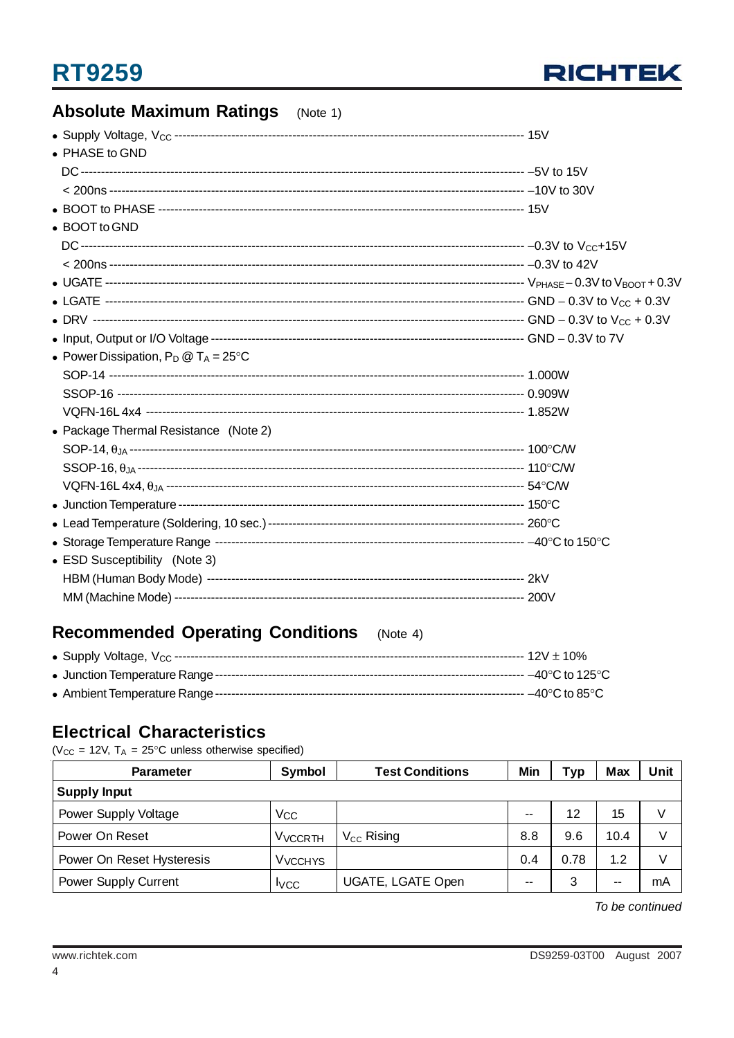## Absolute Maximum Ratings (Note 1)

- Supply Voltage, $V_{CC}$ ---------- 15V
- PHASE to GND
  - DC ---------- –5V to 15V
  - < 200ns ---------- –10V to 30V
- BOOT to PHASE ---------- 15V
- BOOT to GND
  - DC ---------- –0.3V to $V_{CC}$+15V
  - < 200ns ---------- –0.3V to 42V
- UGATE ---------- $V_{PHASE}$ – 0.3V to $V_{BOOT}$ + 0.3V
- LGATE ---------- GND – 0.3V to $V_{CC}$ + 0.3V
- DRV ---------- GND – 0.3V to $V_{CC}$ + 0.3V
- Input, Output or I/O Voltage ---------- GND – 0.3V to 7V
- Power Dissipation, $P_D$ @ $T_A$ = 25°C
  - SOP-14 ---------- 1.000W
  - SSOP-16 ---------- 0.909W
  - VQFN-16L 4x4 ---------- 1.852W
- Package Thermal Resistance (Note 2)
  - SOP-14, $\theta_{JA}$ ---------- 100°C/W
  - SSOP-16, $\theta_{JA}$ ---------- 110°C/W
  - VQFN-16L 4x4, $\theta_{JA}$ ---------- 54°C/W
- Junction Temperature ---------- 150°C
- Lead Temperature (Soldering, 10 sec.) ---------- 260°C
- Storage Temperature Range ---------- –40°C to 150°C
- ESD Susceptibility (Note 3)
  - HBM (Human Body Mode) ---------- 2kV
  - MM (Machine Mode) ---------- 200V

## Recommended Operating Conditions (Note 4)

- Supply Voltage, $V_{CC}$ ---------- 12V ± 10%
- Junction Temperature Range ---------- –40°C to 125°C
- Ambient Temperature Range ---------- –40°C to 85°C

## Electrical Characteristics

($V_{CC}$ = 12V, $T_A$ = 25°C unless otherwise specified)

| Parameter | Symbol | Test Conditions | Min | Typ | Max | Unit |
|---|---|---|---|---|---|---|
| **Supply Input** | | | | | | |
| Power Supply Voltage | $V_{CC}$ | | -- | 12 | 15 | V |
| Power On Reset | $V_{VCCRTH}$ | $V_{CC}$ Rising | 8.8 | 9.6 | 10.4 | V |
| Power On Reset Hysteresis | $V_{VCCHYS}$ | | 0.4 | 0.78 | 1.2 | V |
| Power Supply Current | $I_{VCC}$ | UGATE, LGATE Open | -- | 3 | -- | mA |

*To be continued*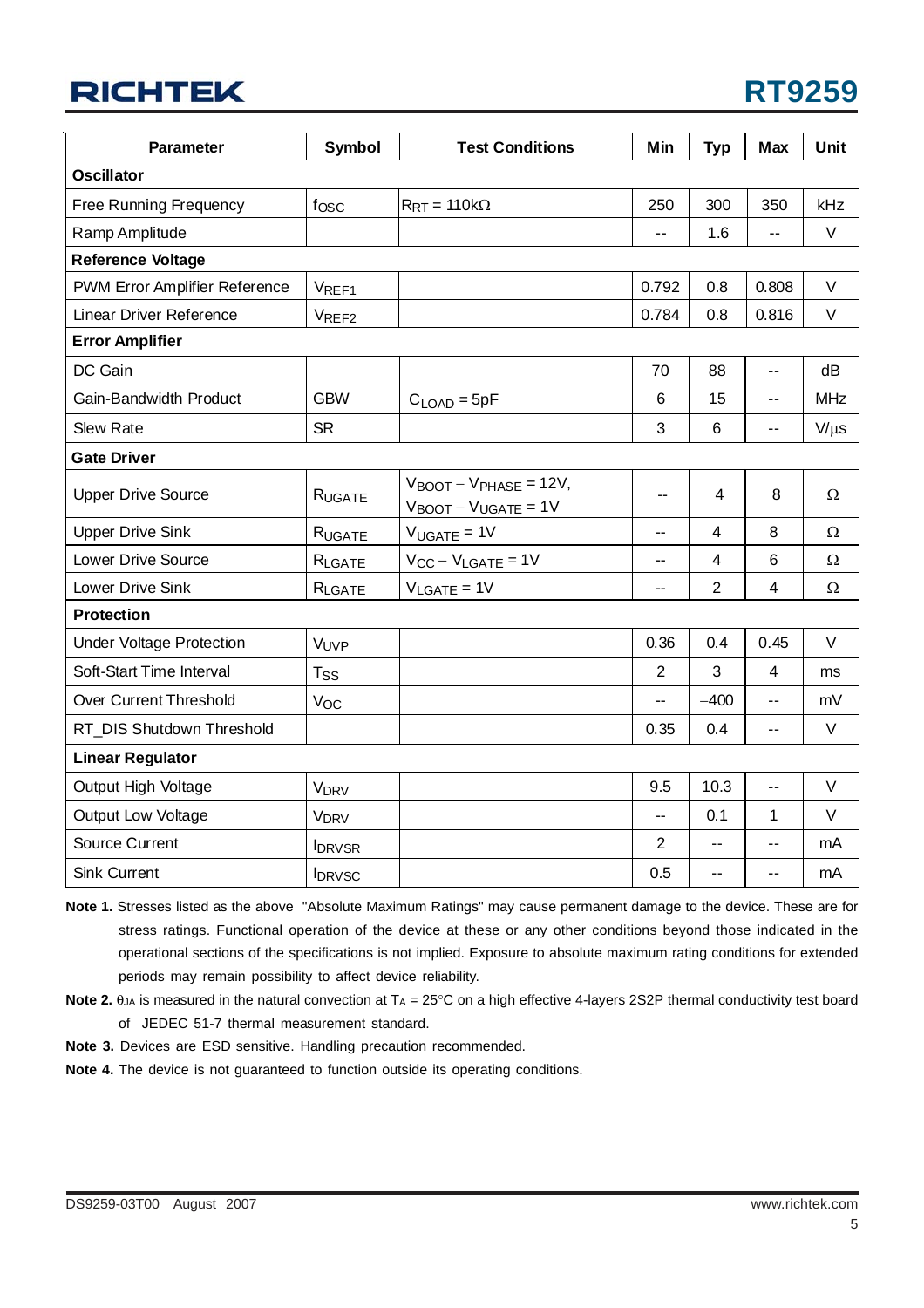| Parameter | Symbol | Test Conditions | Min | Typ | Max | Unit |
|---|---|---|---|---|---|---|
| **Oscillator** | | | | | | |
| Free Running Frequency | $f_{OSC}$ | $R_{RT}$ = 110kΩ | 250 | 300 | 350 | kHz |
| Ramp Amplitude | | | -- | 1.6 | -- | V |
| **Reference Voltage** | | | | | | |
| PWM Error Amplifier Reference | $V_{REF1}$ | | 0.792 | 0.8 | 0.808 | V |
| Linear Driver Reference | $V_{REF2}$ | | 0.784 | 0.8 | 0.816 | V |
| **Error Amplifier** | | | | | | |
| DC Gain | | | 70 | 88 | -- | dB |
| Gain-Bandwidth Product | GBW | $C_{LOAD}$ = 5pF | 6 | 15 | -- | MHz |
| Slew Rate | SR | | 3 | 6 | -- | V/μs |
| **Gate Driver** | | | | | | |
| Upper Drive Source | $R_{UGATE}$ | $V_{BOOT} - V_{PHASE}$ = 12V, $V_{BOOT} - V_{UGATE}$ = 1V | -- | 4 | 8 | Ω |
| Upper Drive Sink | $R_{UGATE}$ | $V_{UGATE}$ = 1V | -- | 4 | 8 | Ω |
| Lower Drive Source | $R_{LGATE}$ | $V_{CC} - V_{LGATE}$ = 1V | -- | 4 | 6 | Ω |
| Lower Drive Sink | $R_{LGATE}$ | $V_{LGATE}$ = 1V | -- | 2 | 4 | Ω |
| **Protection** | | | | | | |
| Under Voltage Protection | $V_{UVP}$ | | 0.36 | 0.4 | 0.45 | V |
| Soft-Start Time Interval | $T_{SS}$ | | 2 | 3 | 4 | ms |
| Over Current Threshold | $V_{OC}$ | | -- | −400 | -- | mV |
| RT_DIS Shutdown Threshold | | | 0.35 | 0.4 | -- | V |
| **Linear Regulator** | | | | | | |
| Output High Voltage | $V_{DRV}$ | | 9.5 | 10.3 | -- | V |
| Output Low Voltage | $V_{DRV}$ | | -- | 0.1 | 1 | V |
| Source Current | $I_{DRVSR}$ | | 2 | -- | -- | mA |
| Sink Current | $I_{DRVSC}$ | | 0.5 | -- | -- | mA |

**Note 1.** Stresses listed as the above "Absolute Maximum Ratings" may cause permanent damage to the device. These are for stress ratings. Functional operation of the device at these or any other conditions beyond those indicated in the operational sections of the specifications is not implied. Exposure to absolute maximum rating conditions for extended periods may remain possibility to affect device reliability.

**Note 2.** $\theta_{JA}$ is measured in the natural convection at $T_A$ = 25°C on a high effective 4-layers 2S2P thermal conductivity test board of JEDEC 51-7 thermal measurement standard.

**Note 3.** Devices are ESD sensitive. Handling precaution recommended.

**Note 4.** The device is not guaranteed to function outside its operating conditions.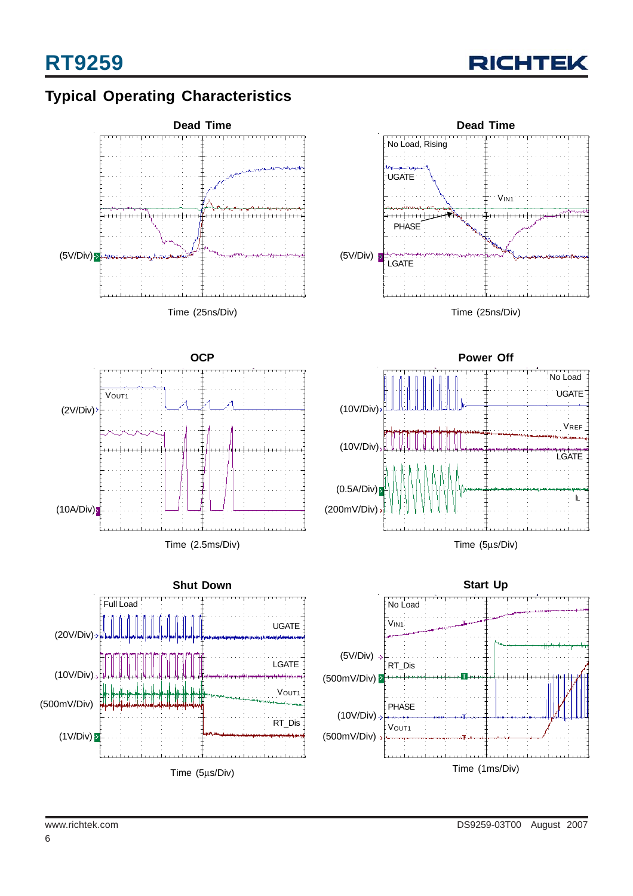## Typical Operating Characteristics

**Dead Time**

(5V/Div)

Time (25ns/Div)

**Dead Time**

No Load, Rising

UGATE

$V_{IN1}$

PHASE

(5V/Div)

LGATE

Time (25ns/Div)

**OCP**

$V_{OUT1}$

(2V/Div)

(10A/Div)

Time (2.5ms/Div)

**Power Off**

No Load

UGATE

(10V/Div)

$V_{REF}$

(10V/Div)

LGATE

(0.5A/Div)

$I_L$

(200mV/Div)

Time (5μs/Div)

**Shut Down**

Full Load

(20V/Div)

UGATE

(10V/Div)

LGATE

(500mV/Div)

$V_{OUT1}$

RT_Dis

(1V/Div)

Time (5μs/Div)

**Start Up**

No Load

$V_{IN1}$

(5V/Div)

RT_Dis

(500mV/Div)

PHASE

(10V/Div)

$V_{OUT1}$

(500mV/Div)

Time (1ms/Div)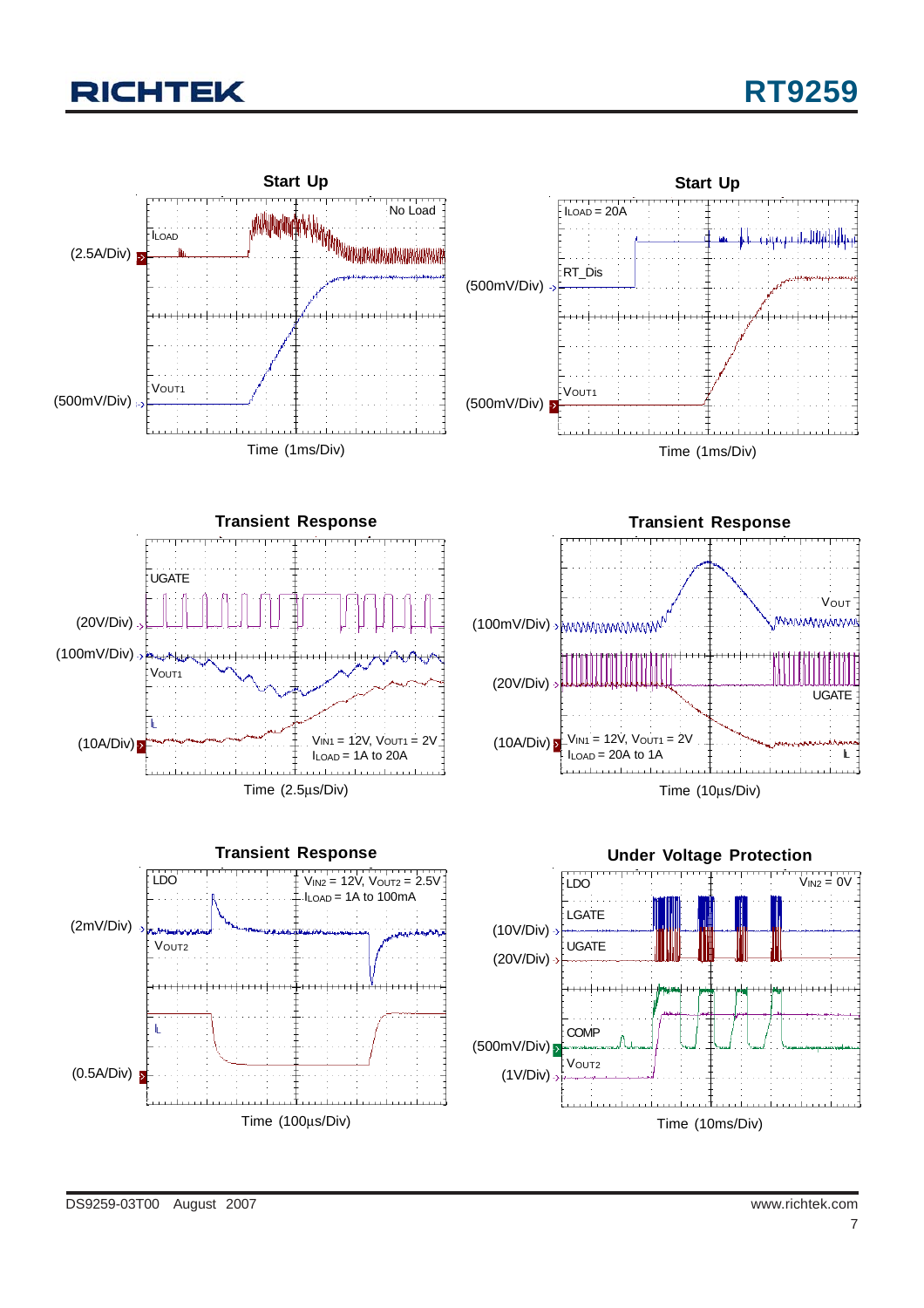**Start Up**

No Load

$I_{LOAD}$ (2.5A/Div)

$V_{OUT1}$ (500mV/Div)

Time (1ms/Div)

**Start Up**

$I_{LOAD}$ = 20A

RT_Dis (500mV/Div)

$V_{OUT1}$ (500mV/Div)

Time (1ms/Div)

**Transient Response**

UGATE (20V/Div)

$V_{OUT1}$ (100mV/Div)

$I_L$ (10A/Div)

$V_{IN1}$ = 12V, $V_{OUT1}$ = 2V
$I_{LOAD}$ = 1A to 20A

Time (2.5μs/Div)

**Transient Response**

$V_{OUT}$ (100mV/Div)

UGATE (20V/Div)

$I_L$ (10A/Div)

$V_{IN1}$ = 12V, $V_{OUT1}$ = 2V
$I_{LOAD}$ = 20A to 1A

Time (10μs/Div)

**Transient Response**

LDO

$V_{IN2}$ = 12V, $V_{OUT2}$ = 2.5V
$I_{LOAD}$ = 1A to 100mA

$V_{OUT2}$ (2mV/Div)

$I_L$ (0.5A/Div)

Time (100μs/Div)

**Under Voltage Protection**

LDO

$V_{IN2}$ = 0V

LGATE (10V/Div)

UGATE (20V/Div)

COMP (500mV/Div)

$V_{OUT2}$ (1V/Div)

Time (10ms/Div)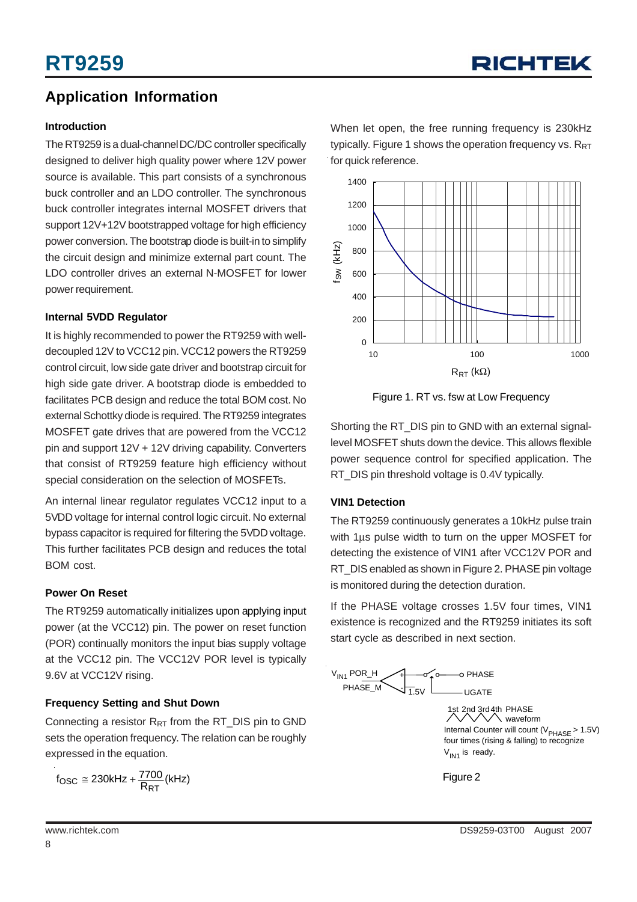## Application Information

### Introduction

The RT9259 is a dual-channel DC/DC controller specifically designed to deliver high quality power where 12V power source is available. This part consists of a synchronous buck controller and an LDO controller. The synchronous buck controller integrates internal MOSFET drivers that support 12V+12V bootstrapped voltage for high efficiency power conversion. The bootstrap diode is built-in to simplify the circuit design and minimize external part count. The LDO controller drives an external N-MOSFET for lower power requirement.

### Internal 5VDD Regulator

It is highly recommended to power the RT9259 with well-decoupled 12V to VCC12 pin. VCC12 powers the RT9259 control circuit, low side gate driver and bootstrap circuit for high side gate driver. A bootstrap diode is embedded to facilitates PCB design and reduce the total BOM cost. No external Schottky diode is required. The RT9259 integrates MOSFET gate drives that are powered from the VCC12 pin and support 12V + 12V driving capability. Converters that consist of RT9259 feature high efficiency without special consideration on the selection of MOSFETs.

An internal linear regulator regulates VCC12 input to a 5VDD voltage for internal control logic circuit. No external bypass capacitor is required for filtering the 5VDD voltage. This further facilitates PCB design and reduces the total BOM cost.

### Power On Reset

The RT9259 automatically initializes upon applying input power (at the VCC12) pin. The power on reset function (POR) continually monitors the input bias supply voltage at the VCC12 pin. The VCC12V POR level is typically 9.6V at VCC12V rising.

### Frequency Setting and Shut Down

Connecting a resistor $R_{RT}$ from the RT_DIS pin to GND sets the operation frequency. The relation can be roughly expressed in the equation.

$$f_{OSC} \cong 230\text{kHz} + \frac{7700}{R_{RT}}(\text{kHz})$$

When let open, the free running frequency is 230kHz typically. Figure 1 shows the operation frequency vs. $R_{RT}$ for quick reference.

Figure 1. RT vs. fsw at Low Frequency

Shorting the RT_DIS pin to GND with an external signal-level MOSFET shuts down the device. This allows flexible power sequence control for specified application. The RT_DIS pin threshold voltage is 0.4V typically.

### VIN1 Detection

The RT9259 continuously generates a 10kHz pulse train with 1μs pulse width to turn on the upper MOSFET for detecting the existence of VIN1 after VCC12V POR and RT_DIS enabled as shown in Figure 2. PHASE pin voltage is monitored during the detection duration.

If the PHASE voltage crosses 1.5V four times, VIN1 existence is recognized and the RT9259 initiates its soft start cycle as described in next section.

Internal Counter will count ($V_{PHASE}$ > 1.5V) four times (rising & falling) to recognize $V_{IN1}$ is ready.

Figure 2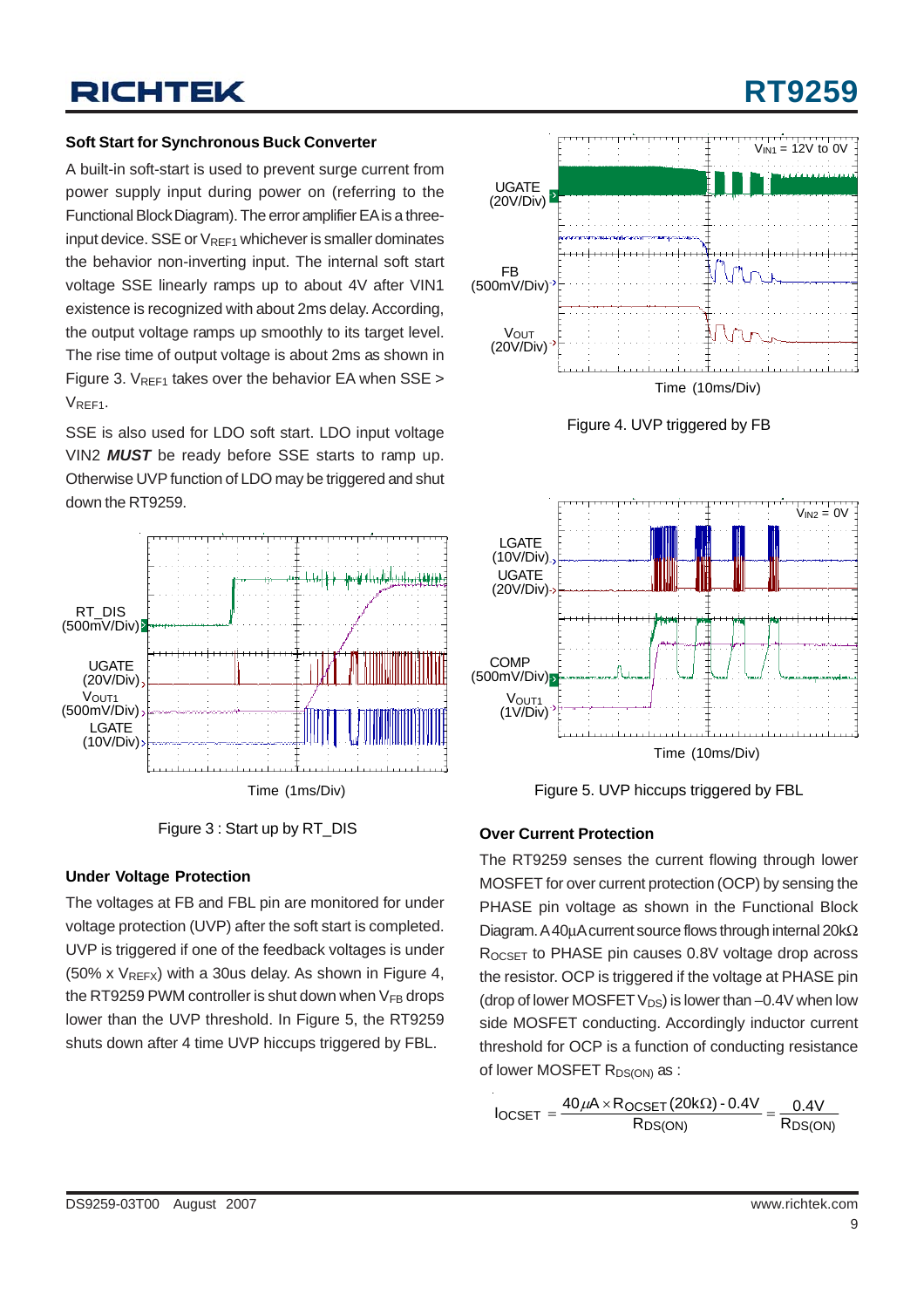### Soft Start for Synchronous Buck Converter

A built-in soft-start is used to prevent surge current from power supply input during power on (referring to the Functional Block Diagram). The error amplifier EA is a three-input device. SSE or $V_{REF1}$ whichever is smaller dominates the behavior non-inverting input. The internal soft start voltage SSE linearly ramps up to about 4V after VIN1 existence is recognized with about 2ms delay. According, the output voltage ramps up smoothly to its target level. The rise time of output voltage is about 2ms as shown in Figure 3. $V_{REF1}$ takes over the behavior EA when SSE > $V_{REF1}$.

SSE is also used for LDO soft start. LDO input voltage VIN2 ***MUST*** be ready before SSE starts to ramp up. Otherwise UVP function of LDO may be triggered and shut down the RT9259.

Figure 3 : Start up by RT_DIS

### Under Voltage Protection

The voltages at FB and FBL pin are monitored for under voltage protection (UVP) after the soft start is completed. UVP is triggered if one of the feedback voltages is under (50% x $V_{REFX}$) with a 30us delay. As shown in Figure 4, the RT9259 PWM controller is shut down when $V_{FB}$ drops lower than the UVP threshold. In Figure 5, the RT9259 shuts down after 4 time UVP hiccups triggered by FBL.

Figure 4. UVP triggered by FB

Figure 5. UVP hiccups triggered by FBL

### Over Current Protection

The RT9259 senses the current flowing through lower MOSFET for over current protection (OCP) by sensing the PHASE pin voltage as shown in the Functional Block Diagram. A 40μA current source flows through internal 20kΩ $R_{OCSET}$ to PHASE pin causes 0.8V voltage drop across the resistor. OCP is triggered if the voltage at PHASE pin (drop of lower MOSFET $V_{DS}$) is lower than –0.4V when low side MOSFET conducting. Accordingly inductor current threshold for OCP is a function of conducting resistance of lower MOSFET $R_{DS(ON)}$ as :

$$I_{OCSET} = \frac{40\mu A \times R_{OCSET}(20k\Omega) - 0.4V}{R_{DS(ON)}} = \frac{0.4V}{R_{DS(ON)}}$$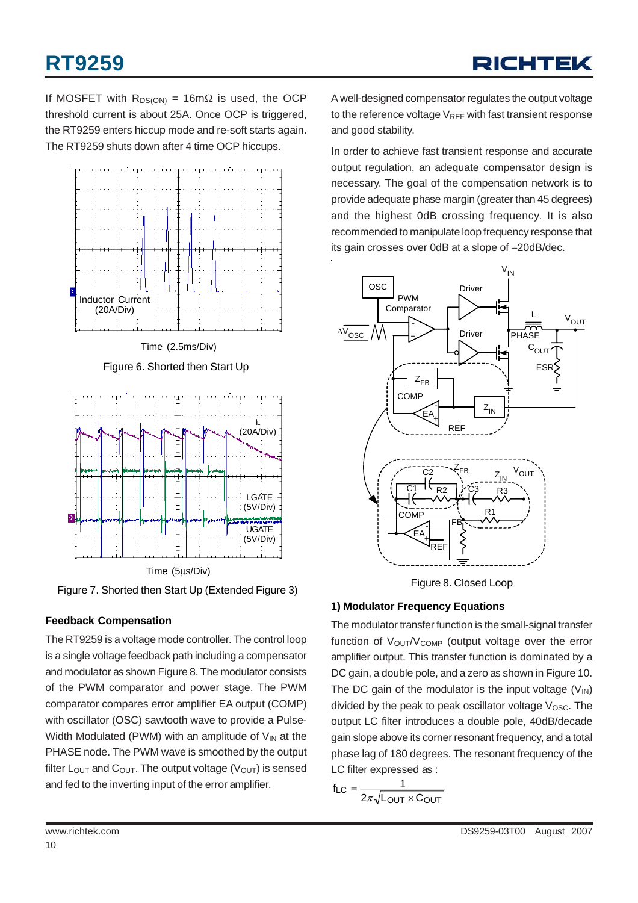If MOSFET with $R_{DS(ON)}$ = 16mΩ is used, the OCP threshold current is about 25A. Once OCP is triggered, the RT9259 enters hiccup mode and re-soft starts again. The RT9259 shuts down after 4 time OCP hiccups.

Figure 6. Shorted then Start Up

Figure 7. Shorted then Start Up (Extended Figure 3)

### Feedback Compensation

The RT9259 is a voltage mode controller. The control loop is a single voltage feedback path including a compensator and modulator as shown Figure 8. The modulator consists of the PWM comparator and power stage. The PWM comparator compares error amplifier EA output (COMP) with oscillator (OSC) sawtooth wave to provide a Pulse-Width Modulated (PWM) with an amplitude of $V_{IN}$ at the PHASE node. The PWM wave is smoothed by the output filter $L_{OUT}$ and $C_{OUT}$. The output voltage ($V_{OUT}$) is sensed and fed to the inverting input of the error amplifier.

A well-designed compensator regulates the output voltage to the reference voltage $V_{REF}$ with fast transient response and good stability.

In order to achieve fast transient response and accurate output regulation, an adequate compensator design is necessary. The goal of the compensation network is to provide adequate phase margin (greater than 45 degrees) and the highest 0dB crossing frequency. It is also recommended to manipulate loop frequency response that its gain crosses over 0dB at a slope of −20dB/dec.

Figure 8. Closed Loop

### 1) Modulator Frequency Equations

The modulator transfer function is the small-signal transfer function of $V_{OUT}/V_{COMP}$ (output voltage over the error amplifier output. This transfer function is dominated by a DC gain, a double pole, and a zero as shown in Figure 10. The DC gain of the modulator is the input voltage ($V_{IN}$) divided by the peak to peak oscillator voltage $V_{OSC}$. The output LC filter introduces a double pole, 40dB/decade gain slope above its corner resonant frequency, and a total phase lag of 180 degrees. The resonant frequency of the LC filter expressed as :

$$f_{LC} = \frac{1}{2\pi\sqrt{L_{OUT} \times C_{OUT}}}$$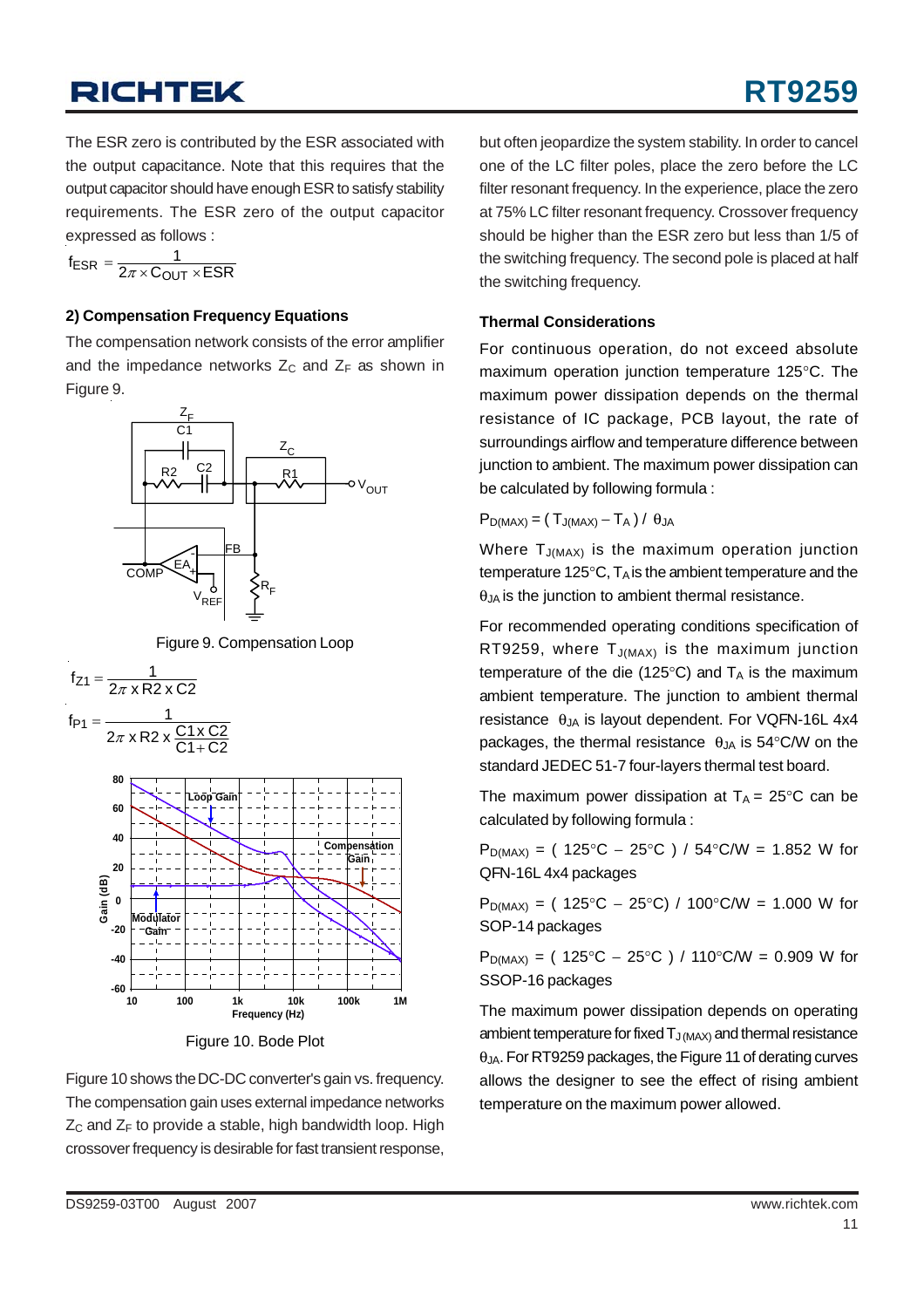The ESR zero is contributed by the ESR associated with the output capacitance. Note that this requires that the output capacitor should have enough ESR to satisfy stability requirements. The ESR zero of the output capacitor expressed as follows :

$$f_{ESR} = \frac{1}{2\pi \times C_{OUT} \times ESR}$$

#### 2) Compensation Frequency Equations

The compensation network consists of the error amplifier and the impedance networks $Z_C$ and $Z_F$ as shown in Figure 9.

Figure 9. Compensation Loop

$$f_{Z1} = \frac{1}{2\pi \text{ x R2 x C2}}$$

$$f_{P1} = \frac{1}{2\pi \text{ x R2 x } \frac{C1 \text{ x } C2}{C1 + C2}}$$

Figure 10. Bode Plot

Figure 10 shows the DC-DC converter's gain vs. frequency. The compensation gain uses external impedance networks $Z_C$ and $Z_F$ to provide a stable, high bandwidth loop. High crossover frequency is desirable for fast transient response, but often jeopardize the system stability. In order to cancel one of the LC filter poles, place the zero before the LC filter resonant frequency. In the experience, place the zero at 75% LC filter resonant frequency. Crossover frequency should be higher than the ESR zero but less than 1/5 of the switching frequency. The second pole is placed at half the switching frequency.

#### Thermal Considerations

For continuous operation, do not exceed absolute maximum operation junction temperature 125°C. The maximum power dissipation depends on the thermal resistance of IC package, PCB layout, the rate of surroundings airflow and temperature difference between junction to ambient. The maximum power dissipation can be calculated by following formula :

$P_{D(MAX)} = ( T_{J(MAX)} - T_A ) / \theta_{JA}$

Where $T_{J(MAX)}$ is the maximum operation junction temperature 125°C, $T_A$ is the ambient temperature and the $\theta_{JA}$ is the junction to ambient thermal resistance.

For recommended operating conditions specification of RT9259, where $T_{J(MAX)}$ is the maximum junction temperature of the die (125°C) and $T_A$ is the maximum ambient temperature. The junction to ambient thermal resistance $\theta_{JA}$ is layout dependent. For VQFN-16L 4x4 packages, the thermal resistance $\theta_{JA}$ is 54°C/W on the standard JEDEC 51-7 four-layers thermal test board.

The maximum power dissipation at $T_A$ = 25°C can be calculated by following formula :

$P_{D(MAX)}$ = ( 125°C − 25°C ) / 54°C/W = 1.852 W for QFN-16L 4x4 packages

$P_{D(MAX)}$ = ( 125°C − 25°C) / 100°C/W = 1.000 W for SOP-14 packages

$P_{D(MAX)}$ = ( 125°C − 25°C ) / 110°C/W = 0.909 W for SSOP-16 packages

The maximum power dissipation depends on operating ambient temperature for fixed $T_{J(MAX)}$ and thermal resistance $\theta_{JA}$. For RT9259 packages, the Figure 11 of derating curves allows the designer to see the effect of rising ambient temperature on the maximum power allowed.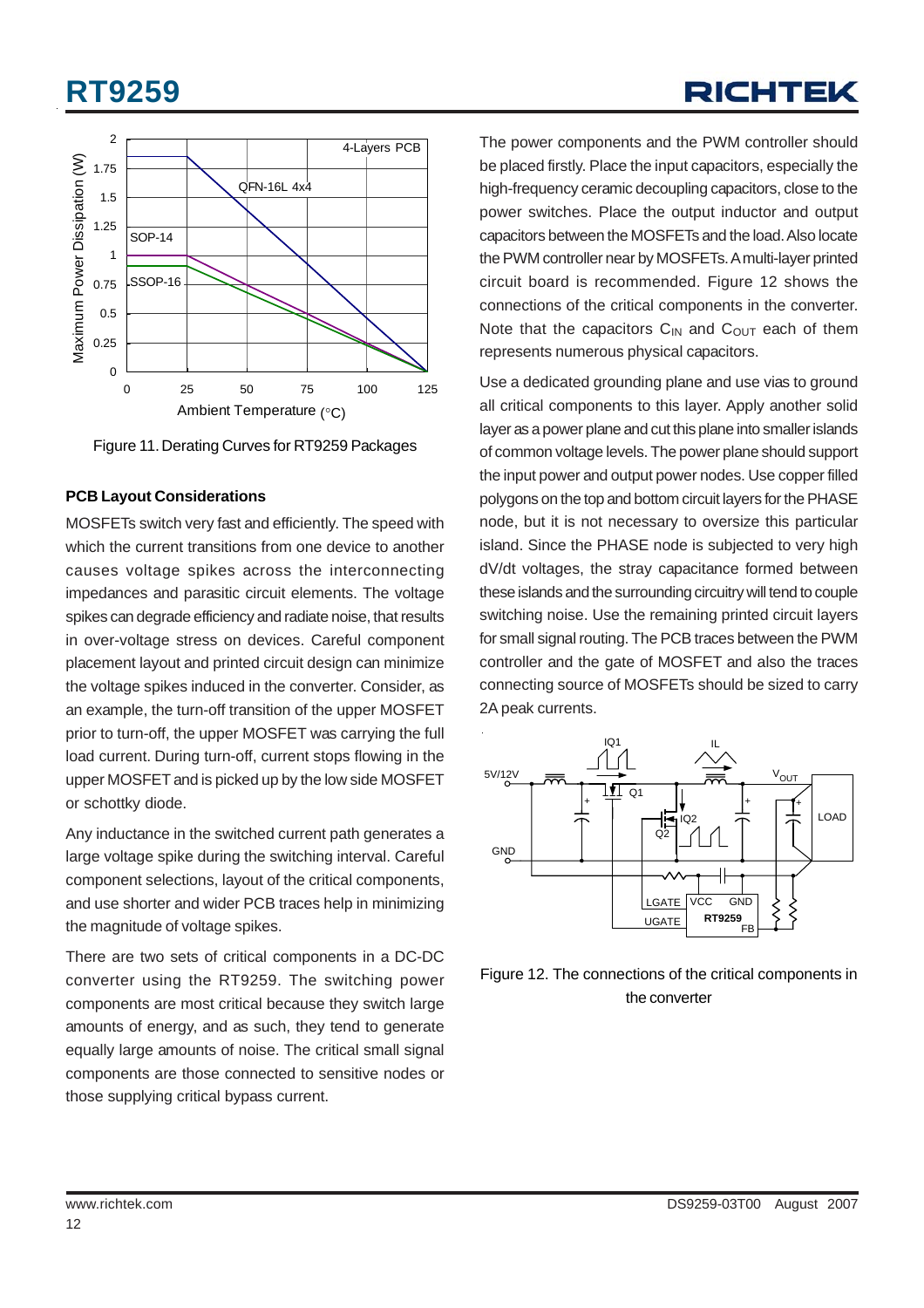Figure 11. Derating Curves for RT9259 Packages

### PCB Layout Considerations

MOSFETs switch very fast and efficiently. The speed with which the current transitions from one device to another causes voltage spikes across the interconnecting impedances and parasitic circuit elements. The voltage spikes can degrade efficiency and radiate noise, that results in over-voltage stress on devices. Careful component placement layout and printed circuit design can minimize the voltage spikes induced in the converter. Consider, as an example, the turn-off transition of the upper MOSFET prior to turn-off, the upper MOSFET was carrying the full load current. During turn-off, current stops flowing in the upper MOSFET and is picked up by the low side MOSFET or schottky diode.

Any inductance in the switched current path generates a large voltage spike during the switching interval. Careful component selections, layout of the critical components, and use shorter and wider PCB traces help in minimizing the magnitude of voltage spikes.

There are two sets of critical components in a DC-DC converter using the RT9259. The switching power components are most critical because they switch large amounts of energy, and as such, they tend to generate equally large amounts of noise. The critical small signal components are those connected to sensitive nodes or those supplying critical bypass current.

The power components and the PWM controller should be placed firstly. Place the input capacitors, especially the high-frequency ceramic decoupling capacitors, close to the power switches. Place the output inductor and output capacitors between the MOSFETs and the load. Also locate the PWM controller near by MOSFETs. A multi-layer printed circuit board is recommended. Figure 12 shows the connections of the critical components in the converter. Note that the capacitors $C_{IN}$ and $C_{OUT}$ each of them represents numerous physical capacitors.

Use a dedicated grounding plane and use vias to ground all critical components to this layer. Apply another solid layer as a power plane and cut this plane into smaller islands of common voltage levels. The power plane should support the input power and output power nodes. Use copper filled polygons on the top and bottom circuit layers for the PHASE node, but it is not necessary to oversize this particular island. Since the PHASE node is subjected to very high dV/dt voltages, the stray capacitance formed between these islands and the surrounding circuitry will tend to couple switching noise. Use the remaining printed circuit layers for small signal routing. The PCB traces between the PWM controller and the gate of MOSFET and also the traces connecting source of MOSFETs should be sized to carry 2A peak currents.

Figure 12. The connections of the critical components in the converter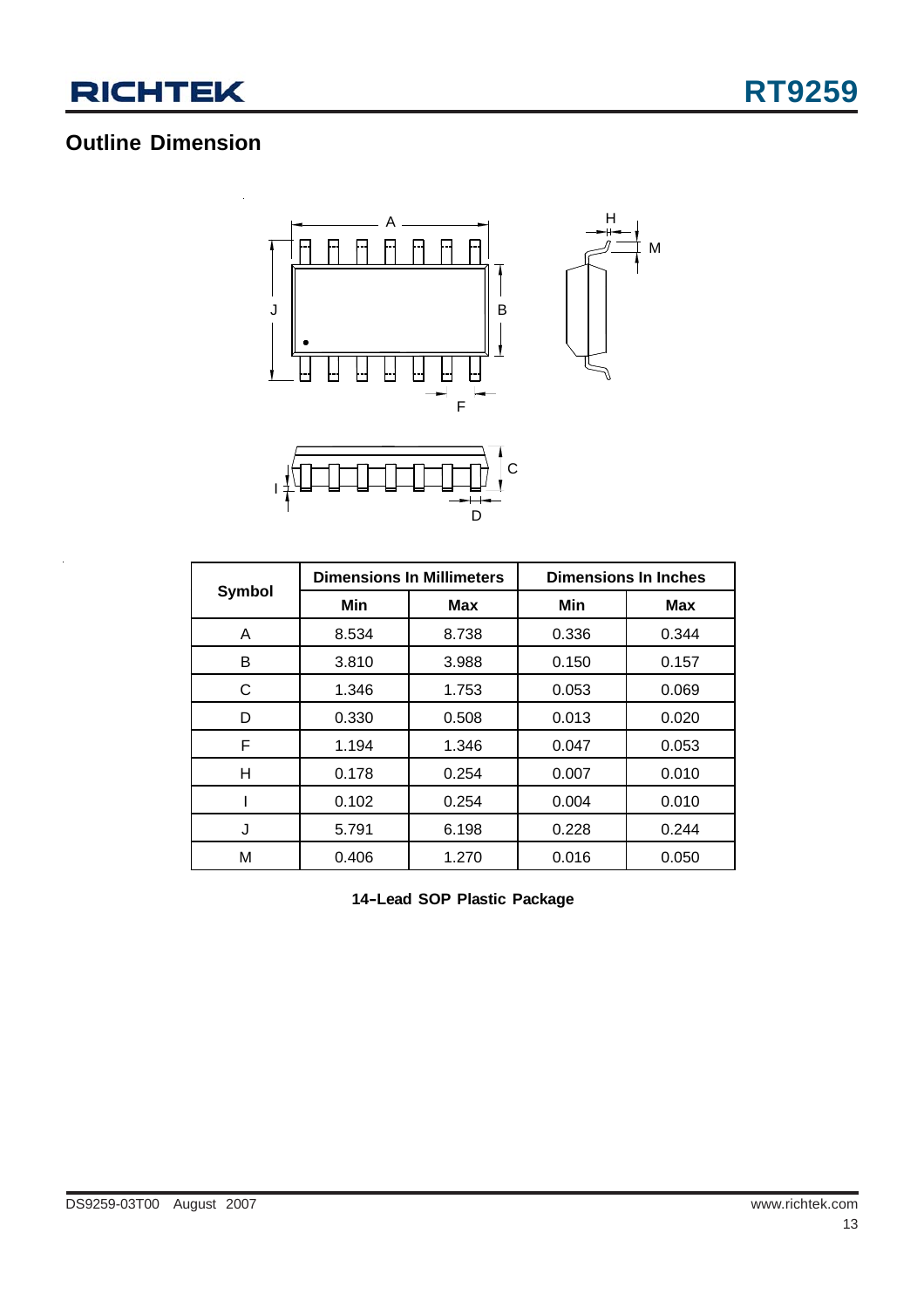## Outline Dimension

| Symbol | Dimensions In Millimeters | | Dimensions In Inches | |
|---|---|---|---|---|
| | Min | Max | Min | Max |
| A | 8.534 | 8.738 | 0.336 | 0.344 |
| B | 3.810 | 3.988 | 0.150 | 0.157 |
| C | 1.346 | 1.753 | 0.053 | 0.069 |
| D | 0.330 | 0.508 | 0.013 | 0.020 |
| F | 1.194 | 1.346 | 0.047 | 0.053 |
| H | 0.178 | 0.254 | 0.007 | 0.010 |
| I | 0.102 | 0.254 | 0.004 | 0.010 |
| J | 5.791 | 6.198 | 0.228 | 0.244 |
| M | 0.406 | 1.270 | 0.016 | 0.050 |

**14-Lead SOP Plastic Package**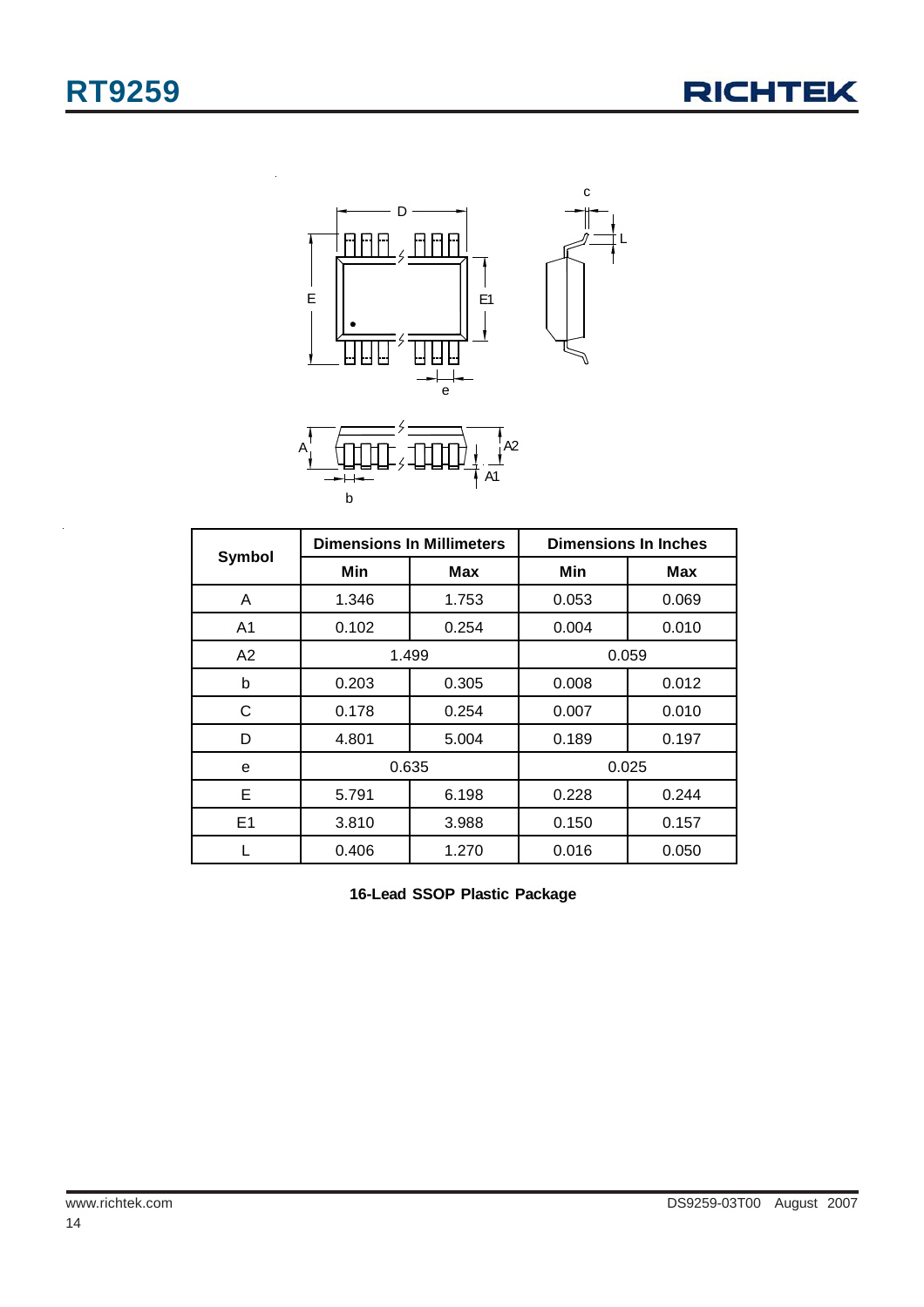| Symbol | Dimensions In Millimeters | | Dimensions In Inches | |
|---|---|---|---|---|
| | Min | Max | Min | Max |
| A | 1.346 | 1.753 | 0.053 | 0.069 |
| A1 | 0.102 | 0.254 | 0.004 | 0.010 |
| A2 | 1.499 | | 0.059 | |
| b | 0.203 | 0.305 | 0.008 | 0.012 |
| C | 0.178 | 0.254 | 0.007 | 0.010 |
| D | 4.801 | 5.004 | 0.189 | 0.197 |
| e | 0.635 | | 0.025 | |
| E | 5.791 | 6.198 | 0.228 | 0.244 |
| E1 | 3.810 | 3.988 | 0.150 | 0.157 |
| L | 0.406 | 1.270 | 0.016 | 0.050 |

**16-Lead SSOP Plastic Package**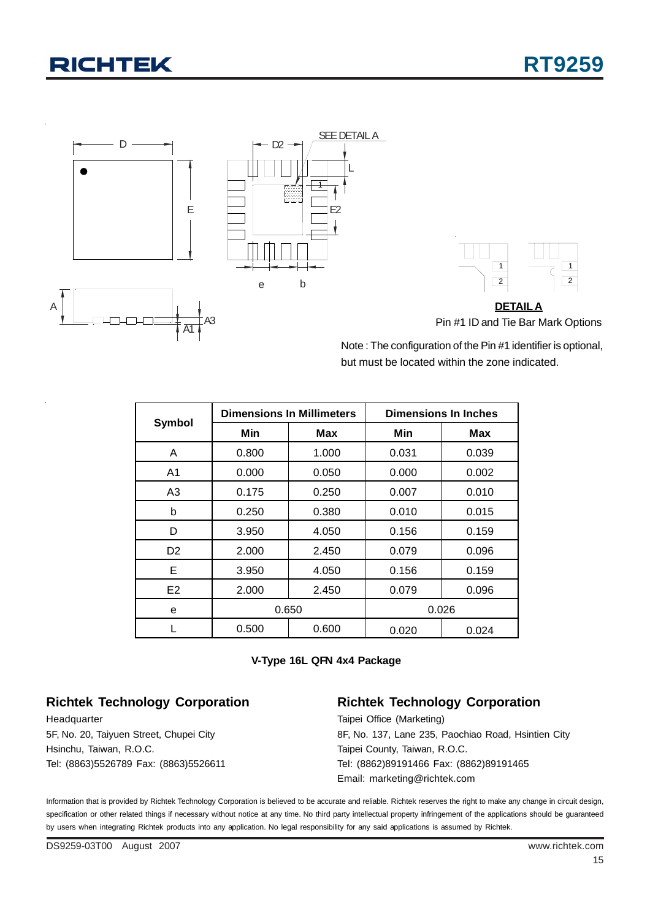SEE DETAIL A

D

E

D2

L

E2

e

b

A

A1

A3

1

2

1

2

**DETAIL A**

Pin #1 ID and Tie Bar Mark Options

Note : The configuration of the Pin #1 identifier is optional, but must be located within the zone indicated.

| Symbol | Dimensions In Millimeters | | Dimensions In Inches | |
|---|---|---|---|---|
| | Min | Max | Min | Max |
| A | 0.800 | 1.000 | 0.031 | 0.039 |
| A1 | 0.000 | 0.050 | 0.000 | 0.002 |
| A3 | 0.175 | 0.250 | 0.007 | 0.010 |
| b | 0.250 | 0.380 | 0.010 | 0.015 |
| D | 3.950 | 4.050 | 0.156 | 0.159 |
| D2 | 2.000 | 2.450 | 0.079 | 0.096 |
| E | 3.950 | 4.050 | 0.156 | 0.159 |
| E2 | 2.000 | 2.450 | 0.079 | 0.096 |
| e | 0.650 | | 0.026 | |
| L | 0.500 | 0.600 | 0.020 | 0.024 |

**V-Type 16L QFN 4x4 Package**

## Richtek Technology Corporation

Headquarter
5F, No. 20, Taiyuen Street, Chupei City
Hsinchu, Taiwan, R.O.C.
Tel: (8863)5526789 Fax: (8863)5526611

## Richtek Technology Corporation

Taipei Office (Marketing)
8F, No. 137, Lane 235, Paochiao Road, Hsintien City
Taipei County, Taiwan, R.O.C.
Tel: (8862)89191466 Fax: (8862)89191465
Email: marketing@richtek.com

Information that is provided by Richtek Technology Corporation is believed to be accurate and reliable. Richtek reserves the right to make any change in circuit design, specification or other related things if necessary without notice at any time. No third party intellectual property infringement of the applications should be guaranteed by users when integrating Richtek products into any application. No legal responsibility for any said applications is assumed by Richtek.